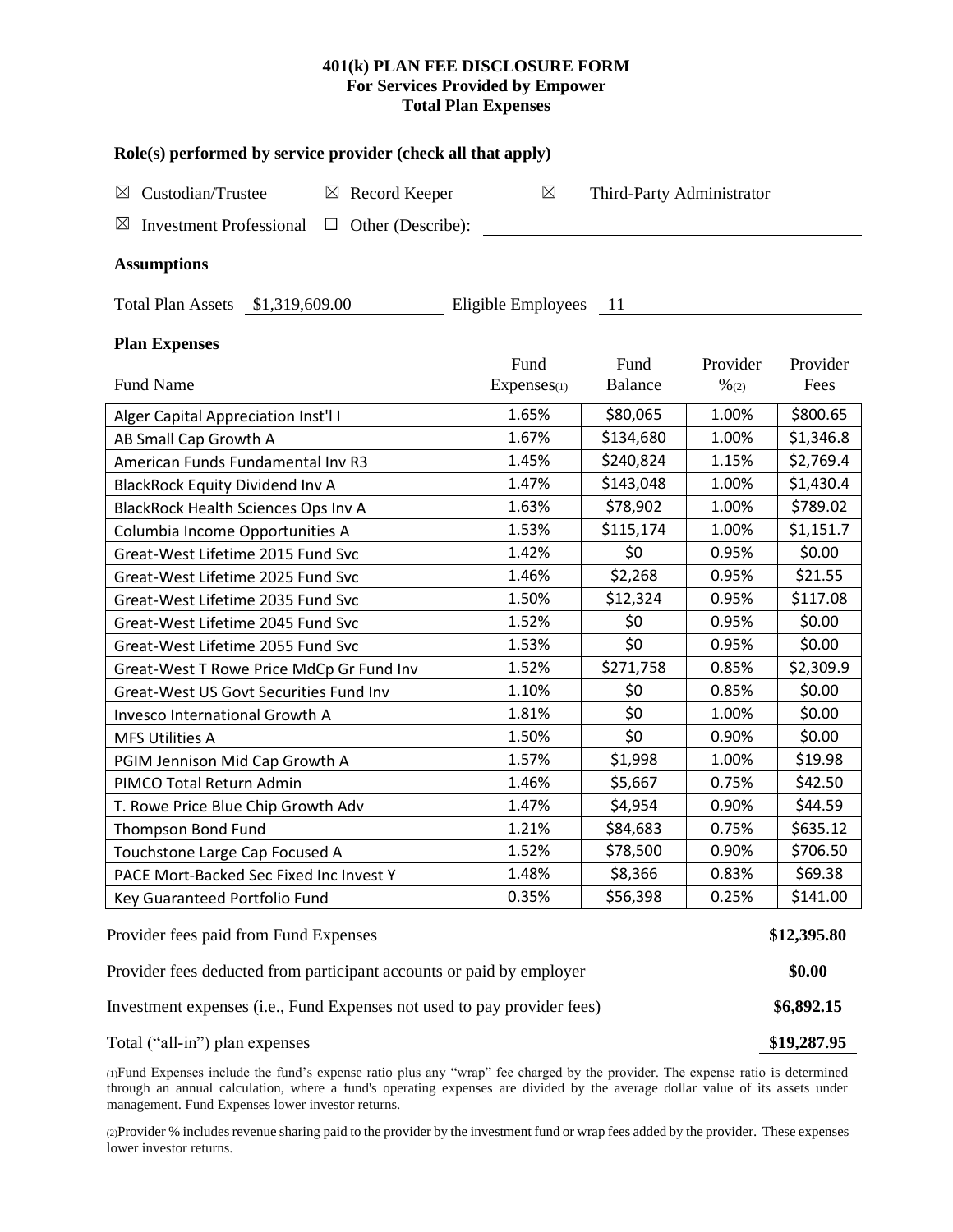# 401(k) PLAN FEE DISCLOSURE FORM
## For Services Provided by Empower
## Total Plan Expenses

### Role(s) performed by service provider (check all that apply)

☒ Custodian/Trustee ☒ Record Keeper ☒ Third-Party Administrator

☒ Investment Professional ☐ Other (Describe): ______

### Assumptions

Total Plan Assets $1,319,609.00 Eligible Employees 11

### Plan Expenses

| Fund Name | Fund Expenses(1) | Fund Balance | Provider %(2) | Provider Fees |
|---|---|---|---|---|
| Alger Capital Appreciation Inst'l I | 1.65% | $80,065 | 1.00% | $800.65 |
| AB Small Cap Growth A | 1.67% | $134,680 | 1.00% | $1,346.8 |
| American Funds Fundamental Inv R3 | 1.45% | $240,824 | 1.15% | $2,769.4 |
| BlackRock Equity Dividend Inv A | 1.47% | $143,048 | 1.00% | $1,430.4 |
| BlackRock Health Sciences Ops Inv A | 1.63% | $78,902 | 1.00% | $789.02 |
| Columbia Income Opportunities A | 1.53% | $115,174 | 1.00% | $1,151.7 |
| Great-West Lifetime 2015 Fund Svc | 1.42% | $0 | 0.95% | $0.00 |
| Great-West Lifetime 2025 Fund Svc | 1.46% | $2,268 | 0.95% | $21.55 |
| Great-West Lifetime 2035 Fund Svc | 1.50% | $12,324 | 0.95% | $117.08 |
| Great-West Lifetime 2045 Fund Svc | 1.52% | $0 | 0.95% | $0.00 |
| Great-West Lifetime 2055 Fund Svc | 1.53% | $0 | 0.95% | $0.00 |
| Great-West T Rowe Price MdCp Gr Fund Inv | 1.52% | $271,758 | 0.85% | $2,309.9 |
| Great-West US Govt Securities Fund Inv | 1.10% | $0 | 0.85% | $0.00 |
| Invesco International Growth A | 1.81% | $0 | 1.00% | $0.00 |
| MFS Utilities A | 1.50% | $0 | 0.90% | $0.00 |
| PGIM Jennison Mid Cap Growth A | 1.57% | $1,998 | 1.00% | $19.98 |
| PIMCO Total Return Admin | 1.46% | $5,667 | 0.75% | $42.50 |
| T. Rowe Price Blue Chip Growth Adv | 1.47% | $4,954 | 0.90% | $44.59 |
| Thompson Bond Fund | 1.21% | $84,683 | 0.75% | $635.12 |
| Touchstone Large Cap Focused A | 1.52% | $78,500 | 0.90% | $706.50 |
| PACE Mort-Backed Sec Fixed Inc Invest Y | 1.48% | $8,366 | 0.83% | $69.38 |
| Key Guaranteed Portfolio Fund | 0.35% | $56,398 | 0.25% | $141.00 |

| | |
|---|---|
| Provider fees paid from Fund Expenses | **$12,395.80** |
| Provider fees deducted from participant accounts or paid by employer | **$0.00** |
| Investment expenses (i.e., Fund Expenses not used to pay provider fees) | **$6,892.15** |
| Total ("all-in") plan expenses | **$19,287.95** |

(1)Fund Expenses include the fund's expense ratio plus any "wrap" fee charged by the provider. The expense ratio is determined through an annual calculation, where a fund's operating expenses are divided by the average dollar value of its assets under management. Fund Expenses lower investor returns.

(2)Provider % includes revenue sharing paid to the provider by the investment fund or wrap fees added by the provider. These expenses lower investor returns.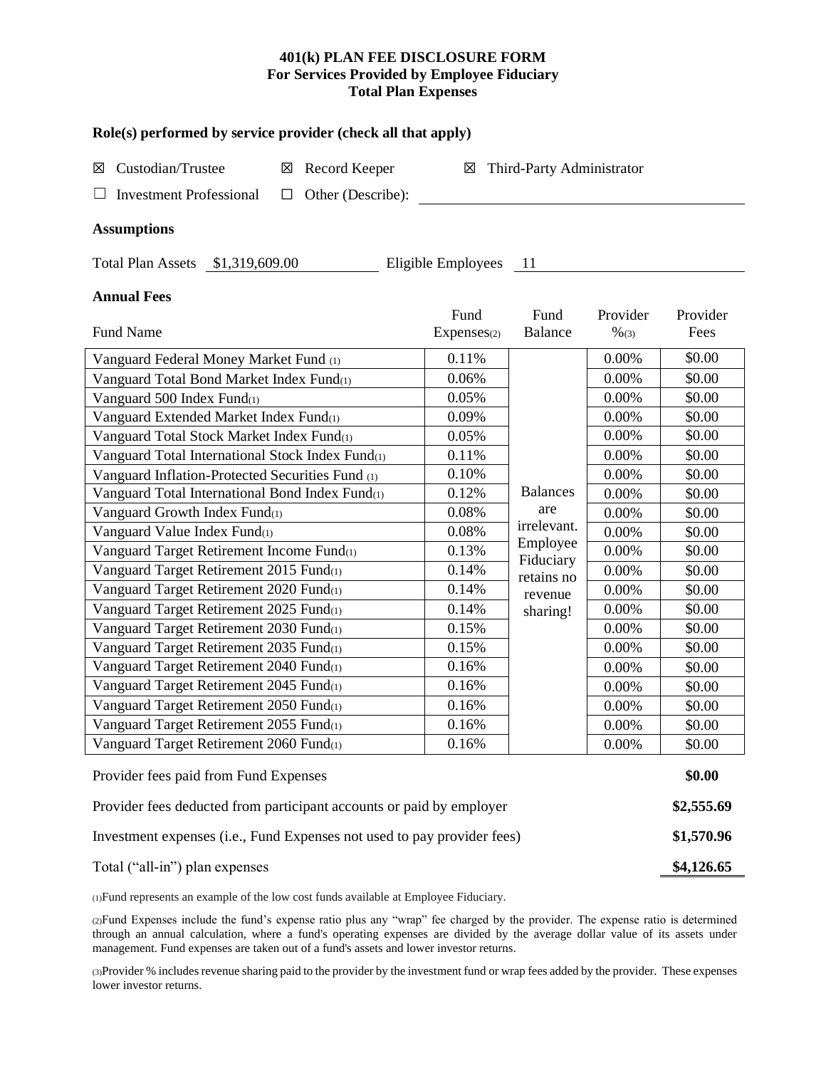# 401(k) PLAN FEE DISCLOSURE FORM
## For Services Provided by Employee Fiduciary
## Total Plan Expenses

### Role(s) performed by service provider (check all that apply)

☒ Custodian/Trustee ☒ Record Keeper ☒ Third-Party Administrator

☐ Investment Professional ☐ Other (Describe):

### Assumptions

Total Plan Assets $1,319,609.00 Eligible Employees 11

### Annual Fees

| Fund Name | Fund Expenses(2) | Fund Balance | Provider %(3) | Provider Fees |
|---|---|---|---|---|
| Vanguard Federal Money Market Fund (1) | 0.11% | Balances are irrelevant. Employee Fiduciary retains no revenue sharing! | 0.00% | $0.00 |
| Vanguard Total Bond Market Index Fund(1) | 0.06% | | 0.00% | $0.00 |
| Vanguard 500 Index Fund(1) | 0.05% | | 0.00% | $0.00 |
| Vanguard Extended Market Index Fund(1) | 0.09% | | 0.00% | $0.00 |
| Vanguard Total Stock Market Index Fund(1) | 0.05% | | 0.00% | $0.00 |
| Vanguard Total International Stock Index Fund(1) | 0.11% | | 0.00% | $0.00 |
| Vanguard Inflation-Protected Securities Fund (1) | 0.10% | | 0.00% | $0.00 |
| Vanguard Total International Bond Index Fund(1) | 0.12% | | 0.00% | $0.00 |
| Vanguard Growth Index Fund(1) | 0.08% | | 0.00% | $0.00 |
| Vanguard Value Index Fund(1) | 0.08% | | 0.00% | $0.00 |
| Vanguard Target Retirement Income Fund(1) | 0.13% | | 0.00% | $0.00 |
| Vanguard Target Retirement 2015 Fund(1) | 0.14% | | 0.00% | $0.00 |
| Vanguard Target Retirement 2020 Fund(1) | 0.14% | | 0.00% | $0.00 |
| Vanguard Target Retirement 2025 Fund(1) | 0.14% | | 0.00% | $0.00 |
| Vanguard Target Retirement 2030 Fund(1) | 0.15% | | 0.00% | $0.00 |
| Vanguard Target Retirement 2035 Fund(1) | 0.15% | | 0.00% | $0.00 |
| Vanguard Target Retirement 2040 Fund(1) | 0.16% | | 0.00% | $0.00 |
| Vanguard Target Retirement 2045 Fund(1) | 0.16% | | 0.00% | $0.00 |
| Vanguard Target Retirement 2050 Fund(1) | 0.16% | | 0.00% | $0.00 |
| Vanguard Target Retirement 2055 Fund(1) | 0.16% | | 0.00% | $0.00 |
| Vanguard Target Retirement 2060 Fund(1) | 0.16% | | 0.00% | $0.00 |

| | |
|---|---|
| Provider fees paid from Fund Expenses | **$0.00** |
| Provider fees deducted from participant accounts or paid by employer | **$2,555.69** |
| Investment expenses (i.e., Fund Expenses not used to pay provider fees) | **$1,570.96** |
| Total ("all-in") plan expenses | **$4,126.65** |

(1)Fund represents an example of the low cost funds available at Employee Fiduciary.

(2)Fund Expenses include the fund's expense ratio plus any "wrap" fee charged by the provider. The expense ratio is determined through an annual calculation, where a fund's operating expenses are divided by the average dollar value of its assets under management. Fund expenses are taken out of a fund's assets and lower investor returns.

(3)Provider % includes revenue sharing paid to the provider by the investment fund or wrap fees added by the provider. These expenses lower investor returns.